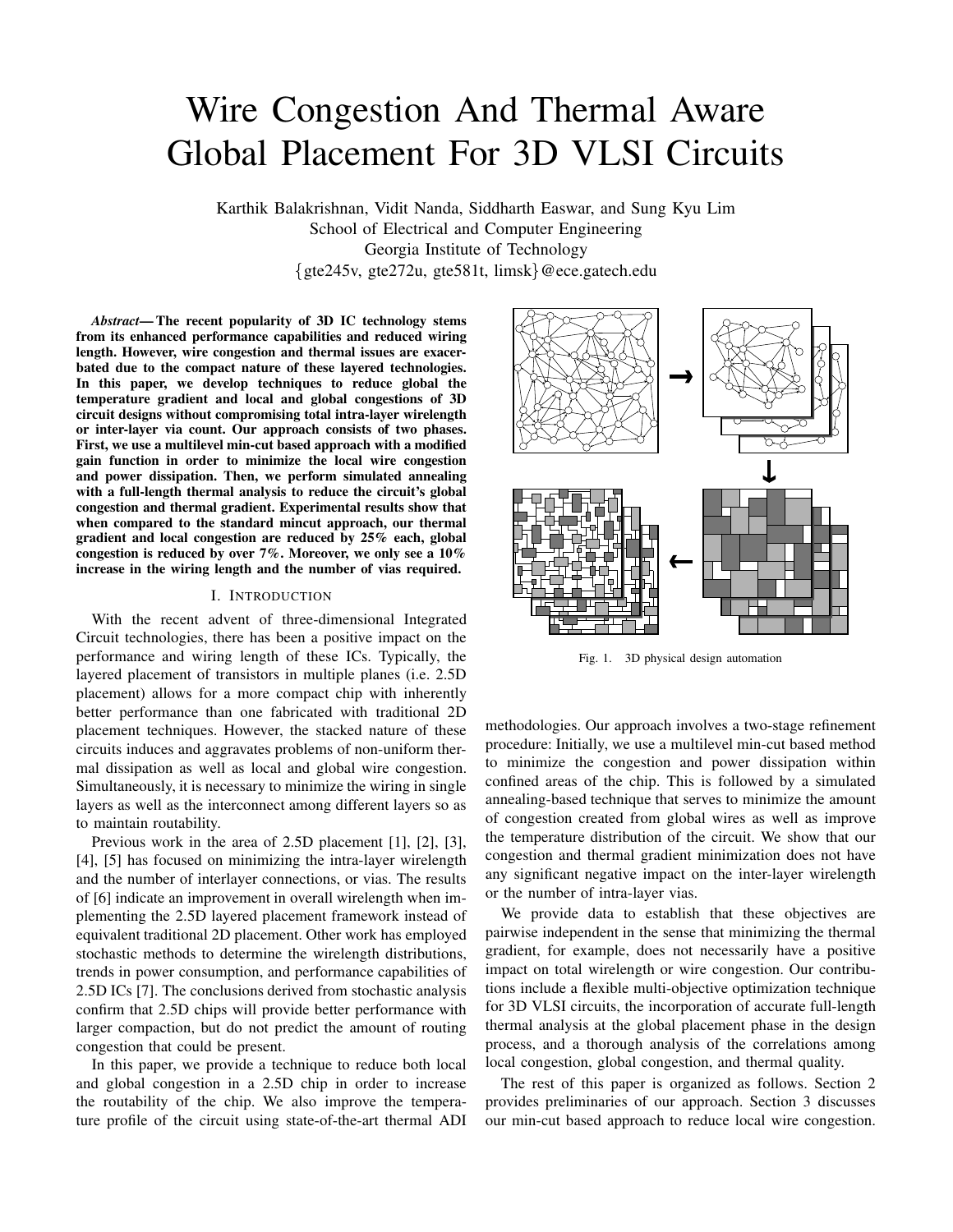# Wire Congestion And Thermal Aware Global Placement For 3D VLSI Circuits

Karthik Balakrishnan, Vidit Nanda, Siddharth Easwar, and Sung Kyu Lim
School of Electrical and Computer Engineering
Georgia Institute of Technology
{gte245v, gte272u, gte581t, limsk}@ece.gatech.edu

***Abstract*— The recent popularity of 3D IC technology stems from its enhanced performance capabilities and reduced wiring length. However, wire congestion and thermal issues are exacerbated due to the compact nature of these layered technologies. In this paper, we develop techniques to reduce global the temperature gradient and local and global congestions of 3D circuit designs without compromising total intra-layer wirelength or inter-layer via count. Our approach consists of two phases. First, we use a multilevel min-cut based approach with a modified gain function in order to minimize the local wire congestion and power dissipation. Then, we perform simulated annealing with a full-length thermal analysis to reduce the circuit's global congestion and thermal gradient. Experimental results show that when compared to the standard mincut approach, our thermal gradient and local congestion are reduced by 25% each, global congestion is reduced by over 7%. Moreover, we only see a 10% increase in the wiring length and the number of vias required.**

## I. Introduction

With the recent advent of three-dimensional Integrated Circuit technologies, there has been a positive impact on the performance and wiring length of these ICs. Typically, the layered placement of transistors in multiple planes (i.e. 2.5D placement) allows for a more compact chip with inherently better performance than one fabricated with traditional 2D placement techniques. However, the stacked nature of these circuits induces and aggravates problems of non-uniform thermal dissipation as well as local and global wire congestion. Simultaneously, it is necessary to minimize the wiring in single layers as well as the interconnect among different layers so as to maintain routability.

Previous work in the area of 2.5D placement [1], [2], [3], [4], [5] has focused on minimizing the intra-layer wirelength and the number of interlayer connections, or vias. The results of [6] indicate an improvement in overall wirelength when implementing the 2.5D layered placement framework instead of equivalent traditional 2D placement. Other work has employed stochastic methods to determine the wirelength distributions, trends in power consumption, and performance capabilities of 2.5D ICs [7]. The conclusions derived from stochastic analysis confirm that 2.5D chips will provide better performance with larger compaction, but do not predict the amount of routing congestion that could be present.

In this paper, we provide a technique to reduce both local and global congestion in a 2.5D chip in order to increase the routability of the chip. We also improve the temperature profile of the circuit using state-of-the-art thermal ADI methodologies. Our approach involves a two-stage refinement procedure: Initially, we use a multilevel min-cut based method to minimize the congestion and power dissipation within confined areas of the chip. This is followed by a simulated annealing-based technique that serves to minimize the amount of congestion created from global wires as well as improve the temperature distribution of the circuit. We show that our congestion and thermal gradient minimization does not have any significant negative impact on the inter-layer wirelength or the number of intra-layer vias.

Fig. 1. 3D physical design automation

We provide data to establish that these objectives are pairwise independent in the sense that minimizing the thermal gradient, for example, does not necessarily have a positive impact on total wirelength or wire congestion. Our contributions include a flexible multi-objective optimization technique for 3D VLSI circuits, the incorporation of accurate full-length thermal analysis at the global placement phase in the design process, and a thorough analysis of the correlations among local congestion, global congestion, and thermal quality.

The rest of this paper is organized as follows. Section 2 provides preliminaries of our approach. Section 3 discusses our min-cut based approach to reduce local wire congestion.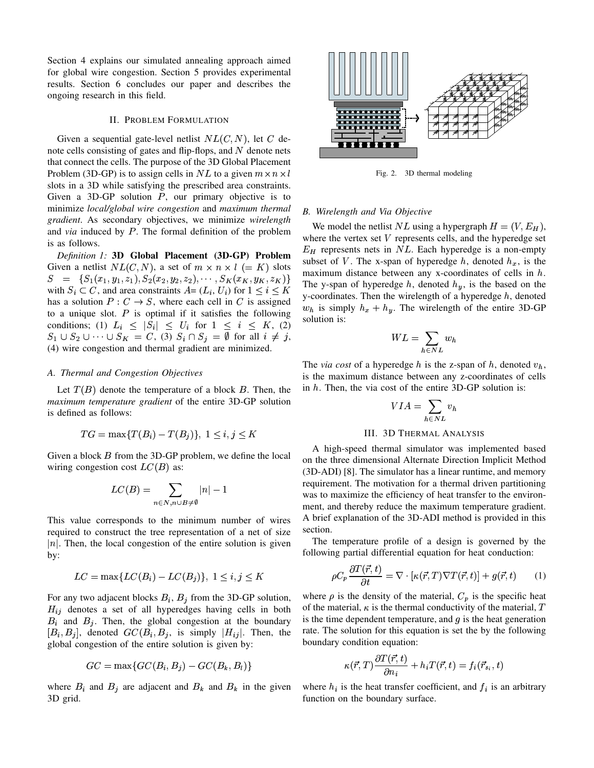Section 4 explains our simulated annealing approach aimed for global wire congestion. Section 5 provides experimental results. Section 6 concludes our paper and describes the ongoing research in this field.

## II. Problem Formulation

Given a sequential gate-level netlist $NL(C, N)$, let $C$ denote cells consisting of gates and flip-flops, and $N$ denote nets that connect the cells. The purpose of the 3D Global Placement Problem (3D-GP) is to assign cells in $NL$ to a given $m \times n \times l$ slots in a 3D while satisfying the prescribed area constraints. Given a 3D-GP solution $P$, our primary objective is to minimize *local/global wire congestion* and *maximum thermal gradient*. As secondary objectives, we minimize *wirelength* and *via* induced by $P$. The formal definition of the problem is as follows.

*Definition 1:* **3D Global Placement (3D-GP) Problem** Given a netlist $NL(C, N)$, a set of $m \times n \times l$ $(= K)$ slots $S = \{S_1(x_1, y_1, z_1), S_2(x_2, y_2, z_2), \cdots, S_K(x_K, y_K, z_K)\}$ with $S_i \subset C$, and area constraints $A$= $(L_i, U_i)$ for $1 \leq i \leq K$ has a solution $P : C \rightarrow S$, where each cell in $C$ is assigned to a unique slot. $P$ is optimal if it satisfies the following conditions; (1) $L_i \leq |S_i| \leq U_i$ for $1 \leq i \leq K$, (2) $S_1 \cup S_2 \cup \cdots \cup S_K = C$, (3) $S_i \cap S_j = \emptyset$ for all $i \neq j$, (4) wire congestion and thermal gradient are minimized.

### A. Thermal and Congestion Objectives

Let $T(B)$ denote the temperature of a block $B$. Then, the *maximum temperature gradient* of the entire 3D-GP solution is defined as follows:

$$TG = \max\{T(B_i) - T(B_j)\},\ 1 \leq i, j \leq K$$

Given a block $B$ from the 3D-GP problem, we define the local wiring congestion cost $LC(B)$ as:

$$LC(B) = \sum_{n \in N, n \cup B \neq \emptyset} |n| - 1$$

This value corresponds to the minimum number of wires required to construct the tree representation of a net of size $|n|$. Then, the local congestion of the entire solution is given by:

$$LC = \max\{LC(B_i) - LC(B_j)\},\ 1 \leq i, j \leq K$$

For any two adjacent blocks $B_i$, $B_j$ from the 3D-GP solution, $H_{ij}$ denotes a set of all hyperedges having cells in both $B_i$ and $B_j$. Then, the global congestion at the boundary $[B_i, B_j]$, denoted $GC(B_i, B_j$, is simply $|H_{ij}|$. Then, the global congestion of the entire solution is given by:

$$GC = \max\{GC(B_i, B_j) - GC(B_k, B_l)\}$$

where $B_i$ and $B_j$ are adjacent and $B_k$ and $B_k$ in the given 3D grid.

Fig. 2. 3D thermal modeling

### B. Wirelength and Via Objective

We model the netlist $NL$ using a hypergraph $H = (V, E_H)$, where the vertex set $V$ represents cells, and the hyperedge set $E_H$ represents nets in $NL$. Each hyperedge is a non-empty subset of $V$. The x-span of hyperedge $h$, denoted $h_x$, is the maximum distance between any x-coordinates of cells in $h$. The y-span of hyperedge $h$, denoted $h_y$, is the based on the y-coordinates. Then the wirelength of a hyperedge $h$, denoted $w_h$ is simply $h_x + h_y$. The wirelength of the entire 3D-GP solution is:

$$WL = \sum_{h \in NL} w_h$$

The *via cost* of a hyperedge $h$ is the z-span of $h$, denoted $v_h$, is the maximum distance between any z-coordinates of cells in $h$. Then, the via cost of the entire 3D-GP solution is:

$$VIA = \sum_{h \in NL} v_h$$

## III. 3D Thermal Analysis

A high-speed thermal simulator was implemented based on the three dimensional Alternate Direction Implicit Method (3D-ADI) [8]. The simulator has a linear runtime, and memory requirement. The motivation for a thermal driven partitioning was to maximize the efficiency of heat transfer to the environment, and thereby reduce the maximum temperature gradient. A brief explanation of the 3D-ADI method is provided in this section.

The temperature profile of a design is governed by the following partial differential equation for heat conduction:

$$\rho C_p \frac{\partial T(\vec{r}, t)}{\partial t} = \nabla \cdot [\kappa(\vec{r}, T) \nabla T(\vec{r}, t)] + g(\vec{r}, t) \qquad (1)$$

where $\rho$ is the density of the material, $C_p$ is the specific heat of the material, $\kappa$ is the thermal conductivity of the material, $T$ is the time dependent temperature, and $g$ is the heat generation rate. The solution for this equation is set the by the following boundary condition equation:

$$\kappa(\vec{r}, T) \frac{\partial T(\vec{r}, t)}{\partial n_i} + h_i T(\vec{r}, t) = f_i(\vec{r}_{s_i}, t)$$

where $h_i$ is the heat transfer coefficient, and $f_i$ is an arbitrary function on the boundary surface.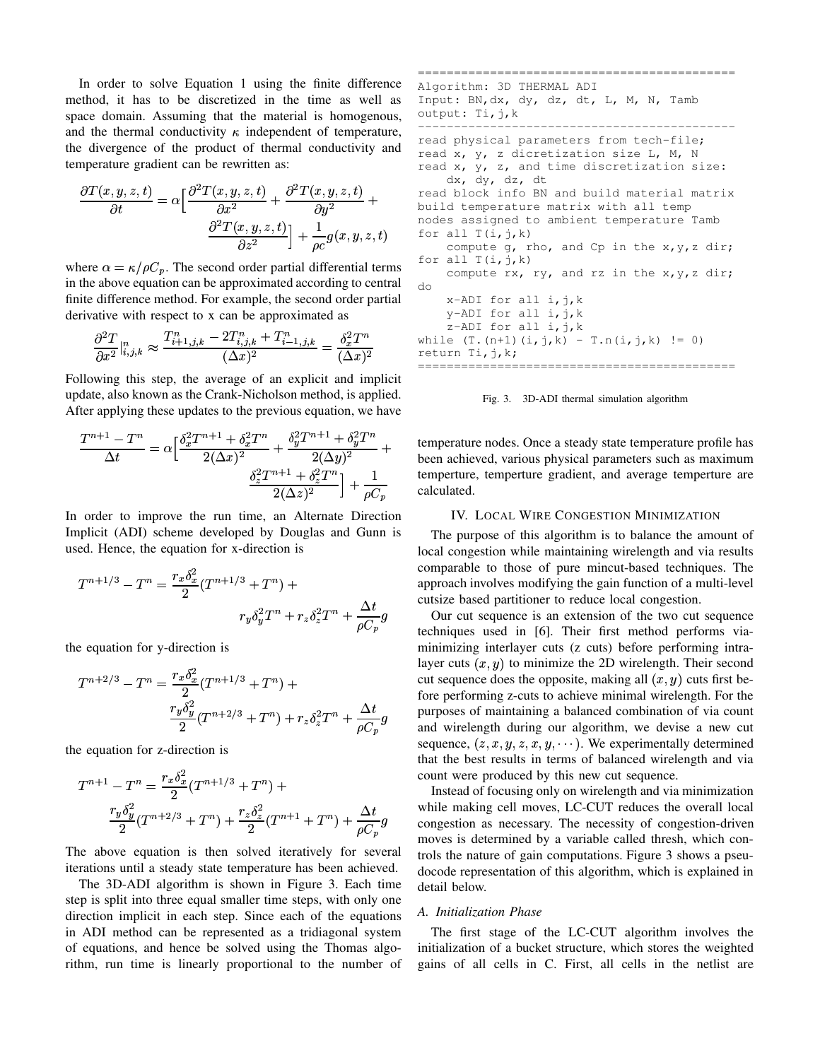In order to solve Equation 1 using the finite difference method, it has to be discretized in the time as well as space domain. Assuming that the material is homogenous, and the thermal conductivity $\kappa$ independent of temperature, the divergence of the product of thermal conductivity and temperature gradient can be rewritten as:

$$\frac{\partial T(x,y,z,t)}{\partial t} = \alpha\Big[\frac{\partial^2 T(x,y,z,t)}{\partial x^2} + \frac{\partial^2 T(x,y,z,t)}{\partial y^2} + \frac{\partial^2 T(x,y,z,t)}{\partial z^2}\Big] + \frac{1}{\rho c} g(x,y,z,t)$$

where $\alpha = \kappa/\rho C_p$. The second order partial differential terms in the above equation can be approximated according to central finite difference method. For example, the second order partial derivative with respect to x can be approximated as

$$\frac{\partial^2 T}{\partial x^2}\Big|_{i,j,k}^{n} \approx \frac{T_{i+1,j,k}^n - 2T_{i,j,k}^n + T_{i-1,j,k}^n}{(\Delta x)^2} = \frac{\delta_x^2 T^n}{(\Delta x)^2}$$

Following this step, the average of an explicit and implicit update, also known as the Crank-Nicholson method, is applied. After applying these updates to the previous equation, we have

$$\frac{T^{n+1} - T^n}{\Delta t} = \alpha\Big[\frac{\delta_x^2 T^{n+1} + \delta_x^2 T^n}{2(\Delta x)^2} + \frac{\delta_y^2 T^{n+1} + \delta_y^2 T^n}{2(\Delta y)^2} + \frac{\delta_z^2 T^{n+1} + \delta_z^2 T^n}{2(\Delta z)^2}\Big] + \frac{1}{\rho C_p}$$

In order to improve the run time, an Alternate Direction Implicit (ADI) scheme developed by Douglas and Gunn is used. Hence, the equation for x-direction is

$$T^{n+1/3} - T^n = \frac{r_x \delta_x^2}{2}(T^{n+1/3} + T^n) + r_y \delta_y^2 T^n + r_z \delta_z^2 T^n + \frac{\Delta t}{\rho C_p} g$$

the equation for y-direction is

$$T^{n+2/3} - T^n = \frac{r_x \delta_x^2}{2}(T^{n+1/3} + T^n) + \frac{r_y \delta_y^2}{2}(T^{n+2/3} + T^n) + r_z \delta_z^2 T^n + \frac{\Delta t}{\rho C_p} g$$

the equation for z-direction is

$$T^{n+1} - T^n = \frac{r_x \delta_x^2}{2}(T^{n+1/3} + T^n) + \frac{r_y \delta_y^2}{2}(T^{n+2/3} + T^n) + \frac{r_z \delta_z^2}{2}(T^{n+1} + T^n) + \frac{\Delta t}{\rho C_p} g$$

The above equation is then solved iteratively for several iterations until a steady state temperature has been achieved.

The 3D-ADI algorithm is shown in Figure 3. Each time step is split into three equal smaller time steps, with only one direction implicit in each step. Since each of the equations in ADI method can be represented as a tridiagonal system of equations, and hence be solved using the Thomas algorithm, run time is linearly proportional to the number of temperature nodes. Once a steady state temperature profile has been achieved, various physical parameters such as maximum temperture, temperture gradient, and average temperture are calculated.

```
==========================================
Algorithm: 3D THERMAL ADI
Input: BN,dx, dy, dz, dt, L, M, N, Tamb
output: Ti,j,k
------------------------------------------
read physical parameters from tech-file;
read x, y, z dicretization size L, M, N
read x, y, z, and time discretization size:
    dx, dy, dz, dt
read block info BN and build material matrix
build temperature matrix with all temp
nodes assigned to ambient temperature Tamb
for all T(i,j,k)
    compute g, rho, and Cp in the x,y,z dir;
for all T(i,j,k)
    compute rx, ry, and rz in the x,y,z dir;
do
    x-ADI for all i,j,k
    y-ADI for all i,j,k
    z-ADI for all i,j,k
while (T.(n+1)(i,j,k) - T.n(i,j,k) != 0)
return Ti,j,k;
==========================================
```

Fig. 3. 3D-ADI thermal simulation algorithm

## IV. Local Wire Congestion Minimization

The purpose of this algorithm is to balance the amount of local congestion while maintaining wirelength and via results comparable to those of pure mincut-based techniques. The approach involves modifying the gain function of a multi-level cutsize based partitioner to reduce local congestion.

Our cut sequence is an extension of the two cut sequence techniques used in [6]. Their first method performs via-minimizing interlayer cuts (z cuts) before performing intra-layer cuts $(x, y)$ to minimize the 2D wirelength. Their second cut sequence does the opposite, making all $(x, y)$ cuts first before performing z-cuts to achieve minimal wirelength. For the purposes of maintaining a balanced combination of via count and wirelength during our algorithm, we devise a new cut sequence, $(z, x, y, z, x, y, \cdots)$. We experimentally determined that the best results in terms of balanced wirelength and via count were produced by this new cut sequence.

Instead of focusing only on wirelength and via minimization while making cell moves, LC-CUT reduces the overall local congestion as necessary. The necessity of congestion-driven moves is determined by a variable called thresh, which controls the nature of gain computations. Figure 3 shows a pseudocode representation of this algorithm, which is explained in detail below.

### A. Initialization Phase

The first stage of the LC-CUT algorithm involves the initialization of a bucket structure, which stores the weighted gains of all cells in C. First, all cells in the netlist are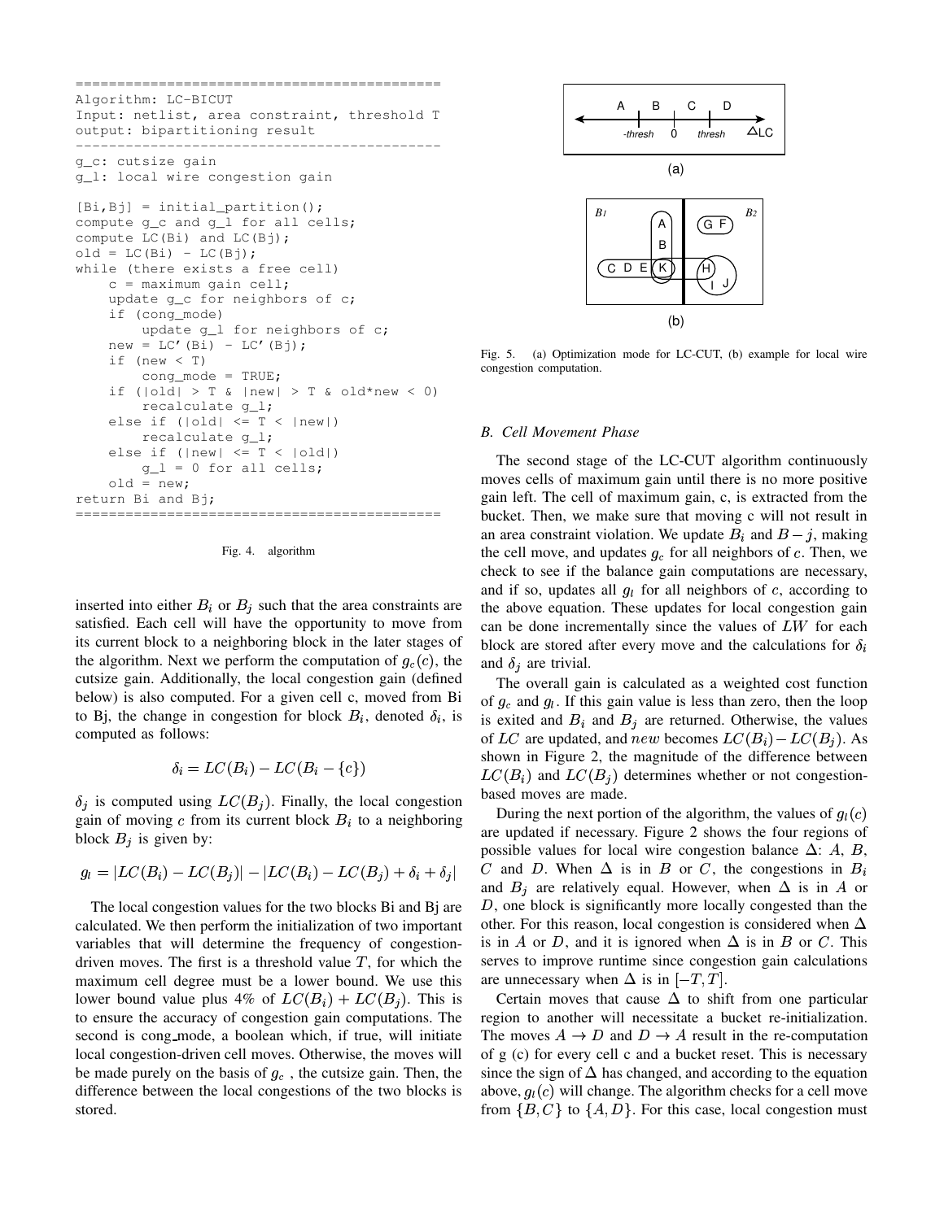```
============================================
Algorithm: LC-BICUT
Input: netlist, area constraint, threshold T
output: bipartitioning result
--------------------------------------------
g_c: cutsize gain
g_l: local wire congestion gain

[Bi,Bj] = initial_partition();
compute g_c and g_l for all cells;
compute LC(Bi) and LC(Bj);
old = LC(Bi) - LC(Bj);
while (there exists a free cell)
    c = maximum gain cell;
    update g_c for neighbors of c;
    if (cong_mode)
        update g_l for neighbors of c;
    new = LC'(Bi) - LC'(Bj);
    if (new < T)
        cong_mode = TRUE;
    if (|old| > T & |new| > T & old*new < 0)
        recalculate g_l;
    else if (|old| <= T < |new|)
        recalculate g_l;
    else if (|new| <= T < |old|)
        g_l = 0 for all cells;
    old = new;
return Bi and Bj;
============================================
```

Fig. 4. algorithm

inserted into either $B_i$ or $B_j$ such that the area constraints are satisfied. Each cell will have the opportunity to move from its current block to a neighboring block in the later stages of the algorithm. Next we perform the computation of $g_c(c)$, the cutsize gain. Additionally, the local congestion gain (defined below) is also computed. For a given cell c, moved from Bi to Bj, the change in congestion for block $B_i$, denoted $\delta_i$, is computed as follows:

$$\delta_i = LC(B_i) - LC(B_i - \{c\})$$

$\delta_j$ is computed using $LC(B_j)$. Finally, the local congestion gain of moving $c$ from its current block $B_i$ to a neighboring block $B_j$ is given by:

$$g_l = |LC(B_i) - LC(B_j)| - |LC(B_i) - LC(B_j) + \delta_i + \delta_j|$$

The local congestion values for the two blocks Bi and Bj are calculated. We then perform the initialization of two important variables that will determine the frequency of congestion-driven moves. The first is a threshold value $T$, for which the maximum cell degree must be a lower bound. We use this lower bound value plus 4% of $LC(B_i) + LC(B_j)$. This is to ensure the accuracy of congestion gain computations. The second is cong_mode, a boolean which, if true, will initiate local congestion-driven cell moves. Otherwise, the moves will be made purely on the basis of $g_c$ , the cutsize gain. Then, the difference between the local congestions of the two blocks is stored.

Fig. 5. (a) Optimization mode for LC-CUT, (b) example for local wire congestion computation.

### B. Cell Movement Phase

The second stage of the LC-CUT algorithm continuously moves cells of maximum gain until there is no more positive gain left. The cell of maximum gain, c, is extracted from the bucket. Then, we make sure that moving c will not result in an area constraint violation. We update $B_i$ and $B - j$, making the cell move, and updates $g_c$ for all neighbors of $c$. Then, we check to see if the balance gain computations are necessary, and if so, updates all $g_l$ for all neighbors of $c$, according to the above equation. These updates for local congestion gain can be done incrementally since the values of $LW$ for each block are stored after every move and the calculations for $\delta_i$ and $\delta_j$ are trivial.

The overall gain is calculated as a weighted cost function of $g_c$ and $g_l$. If this gain value is less than zero, then the loop is exited and $B_i$ and $B_j$ are returned. Otherwise, the values of $LC$ are updated, and $new$ becomes $LC(B_i) - LC(B_j)$. As shown in Figure 2, the magnitude of the difference between $LC(B_i)$ and $LC(B_j)$ determines whether or not congestion-based moves are made.

During the next portion of the algorithm, the values of $g_l(c)$ are updated if necessary. Figure 2 shows the four regions of possible values for local wire congestion balance $\Delta$: $A$, $B$, $C$ and $D$. When $\Delta$ is in $B$ or $C$, the congestions in $B_i$ and $B_j$ are relatively equal. However, when $\Delta$ is in $A$ or $D$, one block is significantly more locally congested than the other. For this reason, local congestion is considered when $\Delta$ is in $A$ or $D$, and it is ignored when $\Delta$ is in $B$ or $C$. This serves to improve runtime since congestion gain calculations are unnecessary when $\Delta$ is in $[-T, T]$.

Certain moves that cause $\Delta$ to shift from one particular region to another will necessitate a bucket re-initialization. The moves $A \rightarrow D$ and $D \rightarrow A$ result in the re-computation of g (c) for every cell c and a bucket reset. This is necessary since the sign of $\Delta$ has changed, and according to the equation above, $g_l(c)$ will change. The algorithm checks for a cell move from $\{B, C\}$ to $\{A, D\}$. For this case, local congestion must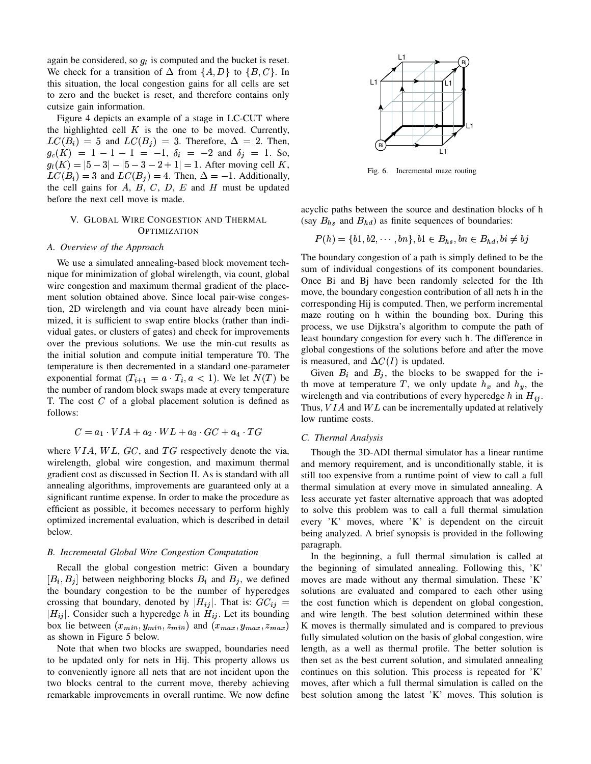again be considered, so $g_l$ is computed and the bucket is reset. We check for a transition of $\Delta$ from $\{A, D\}$ to $\{B, C\}$. In this situation, the local congestion gains for all cells are set to zero and the bucket is reset, and therefore contains only cutsize gain information.

Figure 4 depicts an example of a stage in LC-CUT where the highlighted cell $K$ is the one to be moved. Currently, $LC(B_i) = 5$ and $LC(B_j) = 3$. Therefore, $\Delta = 2$. Then, $g_c(K) = 1 - 1 - 1 = -1$, $\delta_i = -2$ and $\delta_j = 1$. So, $g_l(K) = |5 - 3| - |5 - 3 - 2 + 1| = 1$. After moving cell $K$, $LC(B_i) = 3$ and $LC(B_j) = 4$. Then, $\Delta = -1$. Additionally, the cell gains for $A$, $B$, $C$, $D$, $E$ and $H$ must be updated before the next cell move is made.

## V. Global Wire Congestion and Thermal Optimization

### A. Overview of the Approach

We use a simulated annealing-based block movement technique for minimization of global wirelength, via count, global wire congestion and maximum thermal gradient of the placement solution obtained above. Since local pair-wise congestion, 2D wirelength and via count have already been minimized, it is sufficient to swap entire blocks (rather than individual gates, or clusters of gates) and check for improvements over the previous solutions. We use the min-cut results as the initial solution and compute initial temperature T0. The temperature is then decremented in a standard one-parameter exponential format ($T_{i+1} = a \cdot T_i, a < 1$). We let $N(T)$ be the number of random block swaps made at every temperature T. The cost $C$ of a global placement solution is defined as follows:

$$C = a_1 \cdot VIA + a_2 \cdot WL + a_3 \cdot GC + a_4 \cdot TG$$

where $VIA$, $WL$, $GC$, and $TG$ respectively denote the via, wirelength, global wire congestion, and maximum thermal gradient cost as discussed in Section II. As is standard with all annealing algorithms, improvements are guaranteed only at a significant runtime expense. In order to make the procedure as efficient as possible, it becomes necessary to perform highly optimized incremental evaluation, which is described in detail below.

### B. Incremental Global Wire Congestion Computation

Recall the global congestion metric: Given a boundary $[B_i, B_j]$ between neighboring blocks $B_i$ and $B_j$, we defined the boundary congestion to be the number of hyperedges crossing that boundary, denoted by $|H_{ij}|$. That is: $GC_{ij} = |H_{ij}|$. Consider such a hyperedge $h$ in $H_{ij}$. Let its bounding box lie between $(x_{min}, y_{min}, z_{min})$ and $(x_{max}, y_{max}, z_{max})$ as shown in Figure 5 below.

Note that when two blocks are swapped, boundaries need to be updated only for nets in Hij. This property allows us to conveniently ignore all nets that are not incident upon the two blocks central to the current move, thereby achieving remarkable improvements in overall runtime. We now define acyclic paths between the source and destination blocks of h (say $B_{hs}$ and $B_{hd}$) as finite sequences of boundaries:

Fig. 6. Incremental maze routing

$$P(h) = \{b1, b2, \cdots, bn\}, b1 \in B_{hs}, bn \in B_{hd}, bi \neq bj$$

The boundary congestion of a path is simply defined to be the sum of individual congestions of its component boundaries. Once Bi and Bj have been randomly selected for the Ith move, the boundary congestion contribution of all nets h in the corresponding Hij is computed. Then, we perform incremental maze routing on h within the bounding box. During this process, we use Dijkstra's algorithm to compute the path of least boundary congestion for every such h. The difference in global congestions of the solutions before and after the move is measured, and $\Delta C(I)$ is updated.

Given $B_i$ and $B_j$, the blocks to be swapped for the i-th move at temperature $T$, we only update $h_x$ and $h_y$, the wirelength and via contributions of every hyperedge $h$ in $H_{ij}$. Thus, $VIA$ and $WL$ can be incrementally updated at relatively low runtime costs.

### C. Thermal Analysis

Though the 3D-ADI thermal simulator has a linear runtime and memory requirement, and is unconditionally stable, it is still too expensive from a runtime point of view to call a full thermal simulation at every move in simulated annealing. A less accurate yet faster alternative approach that was adopted to solve this problem was to call a full thermal simulation every 'K' moves, where 'K' is dependent on the circuit being analyzed. A brief synopsis is provided in the following paragraph.

In the beginning, a full thermal simulation is called at the beginning of simulated annealing. Following this, 'K' moves are made without any thermal simulation. These 'K' solutions are evaluated and compared to each other using the cost function which is dependent on global congestion, and wire length. The best solution determined within these K moves is thermally simulated and is compared to previous fully simulated solution on the basis of global congestion, wire length, as a well as thermal profile. The better solution is then set as the best current solution, and simulated annealing continues on this solution. This process is repeated for 'K' moves, after which a full thermal simulation is called on the best solution among the latest 'K' moves. This solution is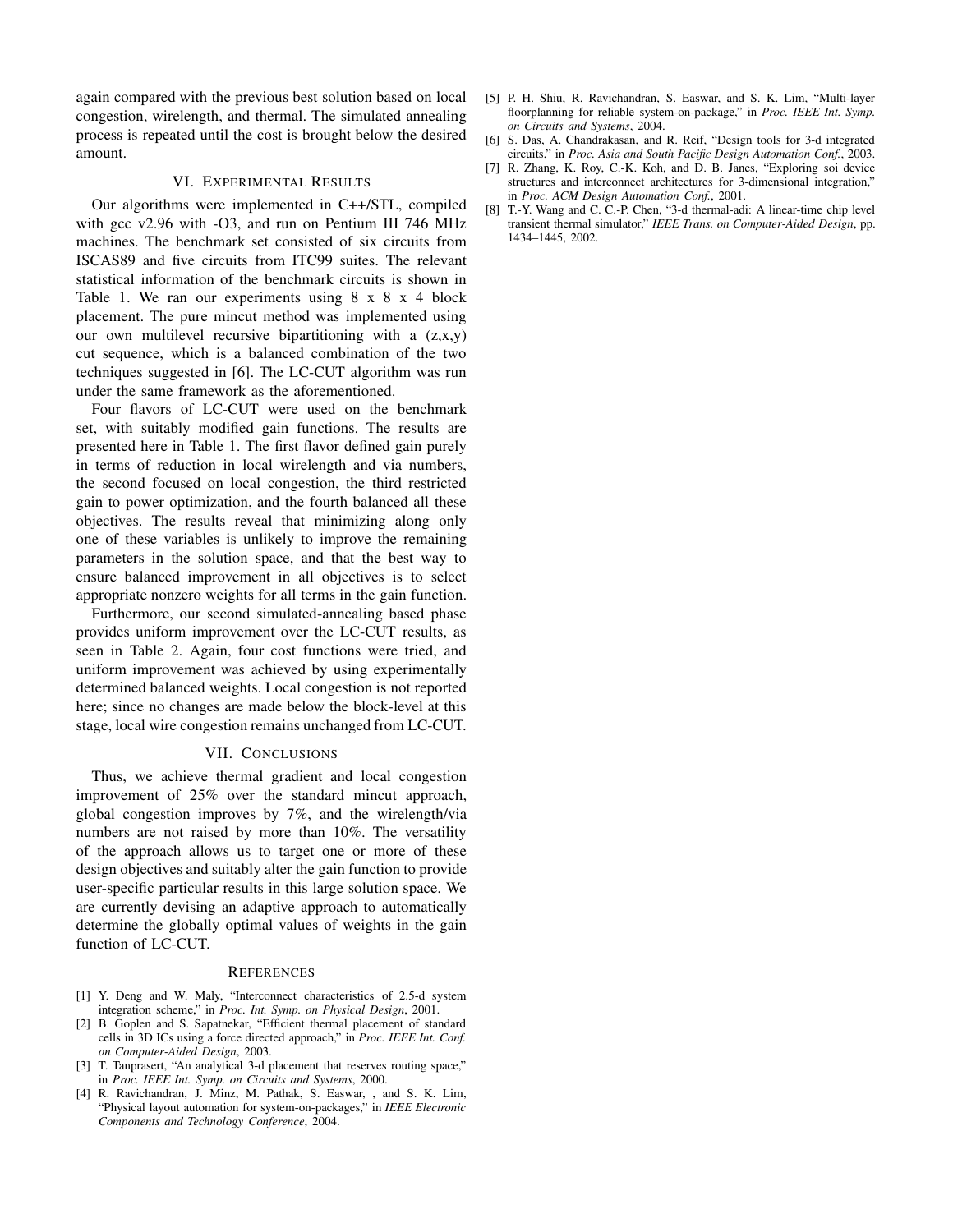again compared with the previous best solution based on local congestion, wirelength, and thermal. The simulated annealing process is repeated until the cost is brought below the desired amount.

## VI. Experimental Results

Our algorithms were implemented in C++/STL, compiled with gcc v2.96 with -O3, and run on Pentium III 746 MHz machines. The benchmark set consisted of six circuits from ISCAS89 and five circuits from ITC99 suites. The relevant statistical information of the benchmark circuits is shown in Table 1. We ran our experiments using 8 x 8 x 4 block placement. The pure mincut method was implemented using our own multilevel recursive bipartitioning with a (z,x,y) cut sequence, which is a balanced combination of the two techniques suggested in [6]. The LC-CUT algorithm was run under the same framework as the aforementioned.

Four flavors of LC-CUT were used on the benchmark set, with suitably modified gain functions. The results are presented here in Table 1. The first flavor defined gain purely in terms of reduction in local wirelength and via numbers, the second focused on local congestion, the third restricted gain to power optimization, and the fourth balanced all these objectives. The results reveal that minimizing along only one of these variables is unlikely to improve the remaining parameters in the solution space, and that the best way to ensure balanced improvement in all objectives is to select appropriate nonzero weights for all terms in the gain function.

Furthermore, our second simulated-annealing based phase provides uniform improvement over the LC-CUT results, as seen in Table 2. Again, four cost functions were tried, and uniform improvement was achieved by using experimentally determined balanced weights. Local congestion is not reported here; since no changes are made below the block-level at this stage, local wire congestion remains unchanged from LC-CUT.

## VII. Conclusions

Thus, we achieve thermal gradient and local congestion improvement of 25% over the standard mincut approach, global congestion improves by 7%, and the wirelength/via numbers are not raised by more than 10%. The versatility of the approach allows us to target one or more of these design objectives and suitably alter the gain function to provide user-specific particular results in this large solution space. We are currently devising an adaptive approach to automatically determine the globally optimal values of weights in the gain function of LC-CUT.

## References

[1] Y. Deng and W. Maly, "Interconnect characteristics of 2.5-d system integration scheme," in *Proc. Int. Symp. on Physical Design*, 2001.

[2] B. Goplen and S. Sapatnekar, "Efficient thermal placement of standard cells in 3D ICs using a force directed approach," in *Proc. IEEE Int. Conf. on Computer-Aided Design*, 2003.

[3] T. Tanprasert, "An analytical 3-d placement that reserves routing space," in *Proc. IEEE Int. Symp. on Circuits and Systems*, 2000.

[4] R. Ravichandran, J. Minz, M. Pathak, S. Easwar, , and S. K. Lim, "Physical layout automation for system-on-packages," in *IEEE Electronic Components and Technology Conference*, 2004.

[5] P. H. Shiu, R. Ravichandran, S. Easwar, and S. K. Lim, "Multi-layer floorplanning for reliable system-on-package," in *Proc. IEEE Int. Symp. on Circuits and Systems*, 2004.

[6] S. Das, A. Chandrakasan, and R. Reif, "Design tools for 3-d integrated circuits," in *Proc. Asia and South Pacific Design Automation Conf.*, 2003.

[7] R. Zhang, K. Roy, C.-K. Koh, and D. B. Janes, "Exploring soi device structures and interconnect architectures for 3-dimensional integration," in *Proc. ACM Design Automation Conf.*, 2001.

[8] T.-Y. Wang and C. C.-P. Chen, "3-d thermal-adi: A linear-time chip level transient thermal simulator," *IEEE Trans. on Computer-Aided Design*, pp. 1434–1445, 2002.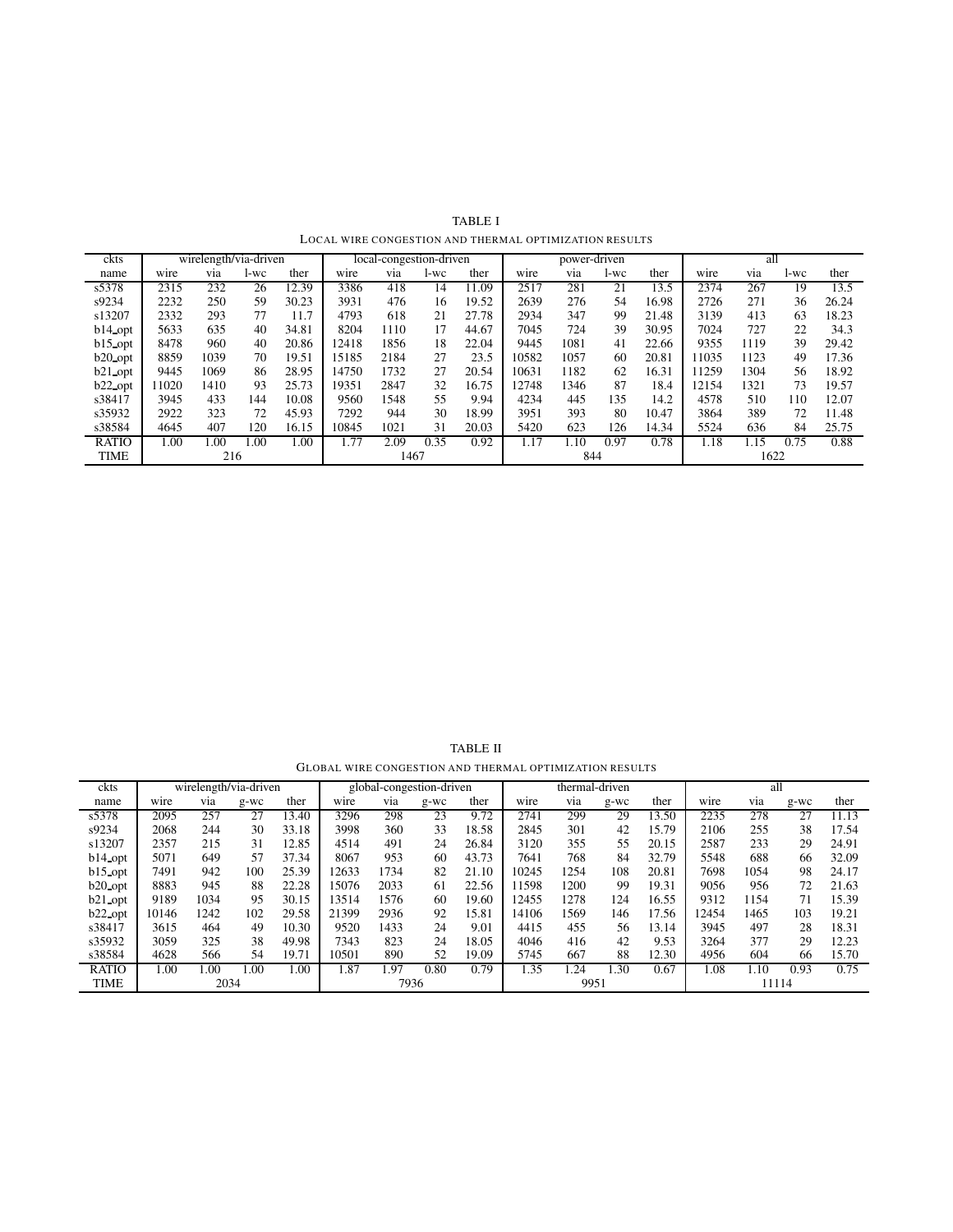TABLE I

LOCAL WIRE CONGESTION AND THERMAL OPTIMIZATION RESULTS

| ckts | wirelength/via-driven | | | | local-congestion-driven | | | | power-driven | | | | all | | | |
|---|---|---|---|---|---|---|---|---|---|---|---|---|---|---|---|---|
| name | wire | via | l-wc | ther | wire | via | l-wc | ther | wire | via | l-wc | ther | wire | via | l-wc | ther |
| s5378 | 2315 | 232 | 26 | 12.39 | 3386 | 418 | 14 | 11.09 | 2517 | 281 | 21 | 13.5 | 2374 | 267 | 19 | 13.5 |
| s9234 | 2232 | 250 | 59 | 30.23 | 3931 | 476 | 16 | 19.52 | 2639 | 276 | 54 | 16.98 | 2726 | 271 | 36 | 26.24 |
| s13207 | 2332 | 293 | 77 | 11.7 | 4793 | 618 | 21 | 27.78 | 2934 | 347 | 99 | 21.48 | 3139 | 413 | 63 | 18.23 |
| b14_opt | 5633 | 635 | 40 | 34.81 | 8204 | 1110 | 17 | 44.67 | 7045 | 724 | 39 | 30.95 | 7024 | 727 | 22 | 34.3 |
| b15_opt | 8478 | 960 | 40 | 20.86 | 12418 | 1856 | 18 | 22.04 | 9445 | 1081 | 41 | 22.66 | 9355 | 1119 | 39 | 29.42 |
| b20_opt | 8859 | 1039 | 70 | 19.51 | 15185 | 2184 | 27 | 23.5 | 10582 | 1057 | 60 | 20.81 | 11035 | 1123 | 49 | 17.36 |
| b21_opt | 9445 | 1069 | 86 | 28.95 | 14750 | 1732 | 27 | 20.54 | 10631 | 1182 | 62 | 16.31 | 11259 | 1304 | 56 | 18.92 |
| b22_opt | 11020 | 1410 | 93 | 25.73 | 19351 | 2847 | 32 | 16.75 | 12748 | 1346 | 87 | 18.4 | 12154 | 1321 | 73 | 19.57 |
| s38417 | 3945 | 433 | 144 | 10.08 | 9560 | 1548 | 55 | 9.94 | 4234 | 445 | 135 | 14.2 | 4578 | 510 | 110 | 12.07 |
| s35932 | 2922 | 323 | 72 | 45.93 | 7292 | 944 | 30 | 18.99 | 3951 | 393 | 80 | 10.47 | 3864 | 389 | 72 | 11.48 |
| s38584 | 4645 | 407 | 120 | 16.15 | 10845 | 1021 | 31 | 20.03 | 5420 | 623 | 126 | 14.34 | 5524 | 636 | 84 | 25.75 |
| RATIO | 1.00 | 1.00 | 1.00 | 1.00 | 1.77 | 2.09 | 0.35 | 0.92 | 1.17 | 1.10 | 0.97 | 0.78 | 1.18 | 1.15 | 0.75 | 0.88 |
| TIME | 216 | | | | 1467 | | | | 844 | | | | 1622 | | | |

TABLE II

GLOBAL WIRE CONGESTION AND THERMAL OPTIMIZATION RESULTS

| ckts | wirelength/via-driven | | | | global-congestion-driven | | | | thermal-driven | | | | all | | | |
|---|---|---|---|---|---|---|---|---|---|---|---|---|---|---|---|---|
| name | wire | via | g-wc | ther | wire | via | g-wc | ther | wire | via | g-wc | ther | wire | via | g-wc | ther |
| s5378 | 2095 | 257 | 27 | 13.40 | 3296 | 298 | 23 | 9.72 | 2741 | 299 | 29 | 13.50 | 2235 | 278 | 27 | 11.13 |
| s9234 | 2068 | 244 | 30 | 33.18 | 3998 | 360 | 33 | 18.58 | 2845 | 301 | 42 | 15.79 | 2106 | 255 | 38 | 17.54 |
| s13207 | 2357 | 215 | 31 | 12.85 | 4514 | 491 | 24 | 26.84 | 3120 | 355 | 55 | 20.15 | 2587 | 233 | 29 | 24.91 |
| b14_opt | 5071 | 649 | 57 | 37.34 | 8067 | 953 | 60 | 43.73 | 7641 | 768 | 84 | 32.79 | 5548 | 688 | 66 | 32.09 |
| b15_opt | 7491 | 942 | 100 | 25.39 | 12633 | 1734 | 82 | 21.10 | 10245 | 1254 | 108 | 20.81 | 7698 | 1054 | 98 | 24.17 |
| b20_opt | 8883 | 945 | 88 | 22.28 | 15076 | 2033 | 61 | 22.56 | 11598 | 1200 | 99 | 19.31 | 9056 | 956 | 72 | 21.63 |
| b21_opt | 9189 | 1034 | 95 | 30.15 | 13514 | 1576 | 60 | 19.60 | 12455 | 1278 | 124 | 16.55 | 9312 | 1154 | 71 | 15.39 |
| b22_opt | 10146 | 1242 | 102 | 29.58 | 21399 | 2936 | 92 | 15.81 | 14106 | 1569 | 146 | 17.56 | 12454 | 1465 | 103 | 19.21 |
| s38417 | 3615 | 464 | 49 | 10.30 | 9520 | 1433 | 24 | 9.01 | 4415 | 455 | 56 | 13.14 | 3945 | 497 | 28 | 18.31 |
| s35932 | 3059 | 325 | 38 | 49.98 | 7343 | 823 | 24 | 18.05 | 4046 | 416 | 42 | 9.53 | 3264 | 377 | 29 | 12.23 |
| s38584 | 4628 | 566 | 54 | 19.71 | 10501 | 890 | 52 | 19.09 | 5745 | 667 | 88 | 12.30 | 4956 | 604 | 66 | 15.70 |
| RATIO | 1.00 | 1.00 | 1.00 | 1.00 | 1.87 | 1.97 | 0.80 | 0.79 | 1.35 | 1.24 | 1.30 | 0.67 | 1.08 | 1.10 | 0.93 | 0.75 |
| TIME | 2034 | | | | 7936 | | | | 9951 | | | | 11114 | | | |